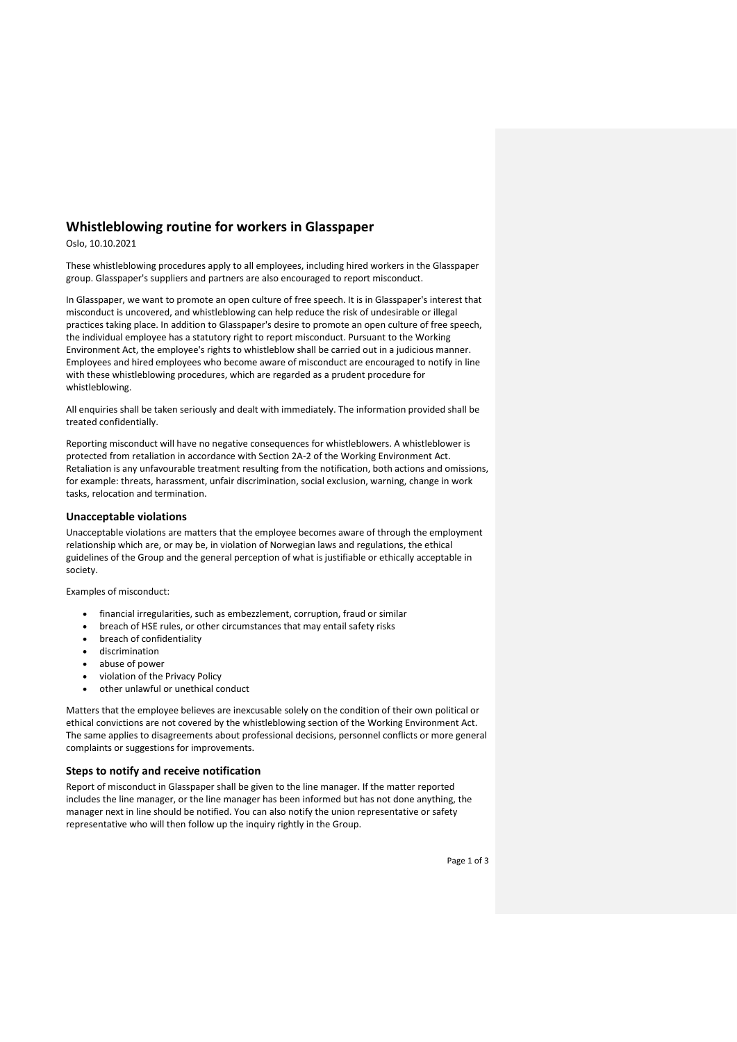# Whistleblowing routine for workers in Glasspaper

Oslo, 10.10.2021

These whistleblowing procedures apply to all employees, including hired workers in the Glasspaper group. Glasspaper's suppliers and partners are also encouraged to report misconduct.

In Glasspaper, we want to promote an open culture of free speech. It is in Glasspaper's interest that misconduct is uncovered, and whistleblowing can help reduce the risk of undesirable or illegal practices taking place. In addition to Glasspaper's desire to promote an open culture of free speech, the individual employee has a statutory right to report misconduct. Pursuant to the Working Environment Act, the employee's rights to whistleblow shall be carried out in a judicious manner. Employees and hired employees who become aware of misconduct are encouraged to notify in line with these whistleblowing procedures, which are regarded as a prudent procedure for whistleblowing.

All enquiries shall be taken seriously and dealt with immediately. The information provided shall be treated confidentially.

Reporting misconduct will have no negative consequences for whistleblowers. A whistleblower is protected from retaliation in accordance with Section 2A-2 of the Working Environment Act. Retaliation is any unfavourable treatment resulting from the notification, both actions and omissions, for example: threats, harassment, unfair discrimination, social exclusion, warning, change in work tasks, relocation and termination.

## Unacceptable violations

Unacceptable violations are matters that the employee becomes aware of through the employment relationship which are, or may be, in violation of Norwegian laws and regulations, the ethical guidelines of the Group and the general perception of what is justifiable or ethically acceptable in society.

Examples of misconduct:

- financial irregularities, such as embezzlement, corruption, fraud or similar
- breach of HSE rules, or other circumstances that may entail safety risks
- breach of confidentiality
- discrimination
- abuse of power
- violation of the Privacy Policy
- other unlawful or unethical conduct

Matters that the employee believes are inexcusable solely on the condition of their own political or ethical convictions are not covered by the whistleblowing section of the Working Environment Act. The same applies to disagreements about professional decisions, personnel conflicts or more general complaints or suggestions for improvements.

## Steps to notify and receive notification

Report of misconduct in Glasspaper shall be given to the line manager. If the matter reported includes the line manager, or the line manager has been informed but has not done anything, the manager next in line should be notified. You can also notify the union representative or safety representative who will then follow up the inquiry rightly in the Group.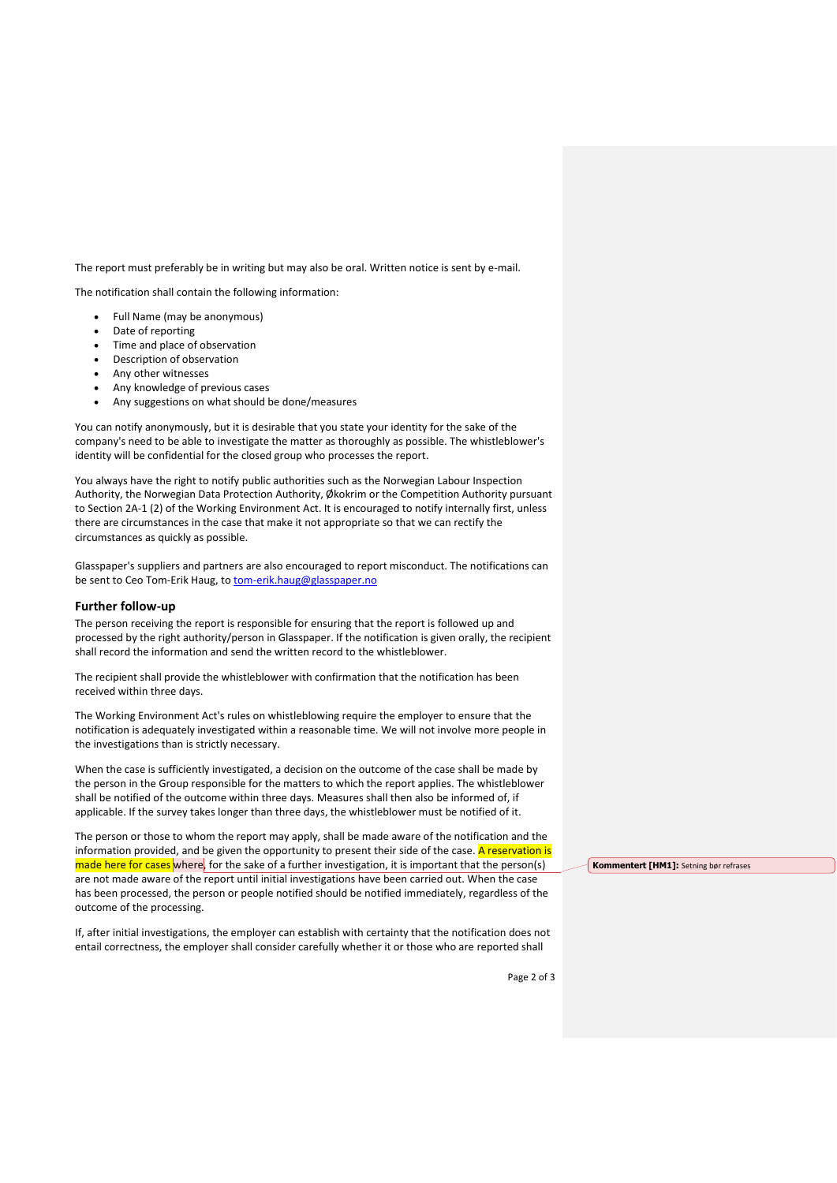The report must preferably be in writing but may also be oral. Written notice is sent by e-mail.

The notification shall contain the following information:

- Full Name (may be anonymous)
- Date of reporting
- Time and place of observation
- Description of observation
- Any other witnesses
- Any knowledge of previous cases
- Any suggestions on what should be done/measures

You can notify anonymously, but it is desirable that you state your identity for the sake of the company's need to be able to investigate the matter as thoroughly as possible. The whistleblower's identity will be confidential for the closed group who processes the report.

You always have the right to notify public authorities such as the Norwegian Labour Inspection Authority, the Norwegian Data Protection Authority, Økokrim or the Competition Authority pursuant to Section 2A-1 (2) of the Working Environment Act. It is encouraged to notify internally first, unless there are circumstances in the case that make it not appropriate so that we can rectify the circumstances as quickly as possible.

Glasspaper's suppliers and partners are also encouraged to report misconduct. The notifications can be sent to Ceo Tom-Erik Haug, to tom-erik.haug@glasspaper.no

### Further follow-up

The person receiving the report is responsible for ensuring that the report is followed up and processed by the right authority/person in Glasspaper. If the notification is given orally, the recipient shall record the information and send the written record to the whistleblower.

The recipient shall provide the whistleblower with confirmation that the notification has been received within three days.

The Working Environment Act's rules on whistleblowing require the employer to ensure that the notification is adequately investigated within a reasonable time. We will not involve more people in the investigations than is strictly necessary.

When the case is sufficiently investigated, a decision on the outcome of the case shall be made by the person in the Group responsible for the matters to which the report applies. The whistleblower shall be notified of the outcome within three days. Measures shall then also be informed of, if applicable. If the survey takes longer than three days, the whistleblower must be notified of it.

The person or those to whom the report may apply, shall be made aware of the notification and the information provided, and be given the opportunity to present their side of the case. A reservation is made here for cases where, for the sake of a further investigation, it is important that the person(s) are not made aware of the report until initial investigations have been carried out. When the case has been processed, the person or people notified should be notified immediately, regardless of the outcome of the processing.

**Kommentert [HM1]:** Setning bør refrases

If, after initial investigations, the employer can establish with certainty that the notification does not entail correctness, the employer shall consider carefully whether it or those who are reported shall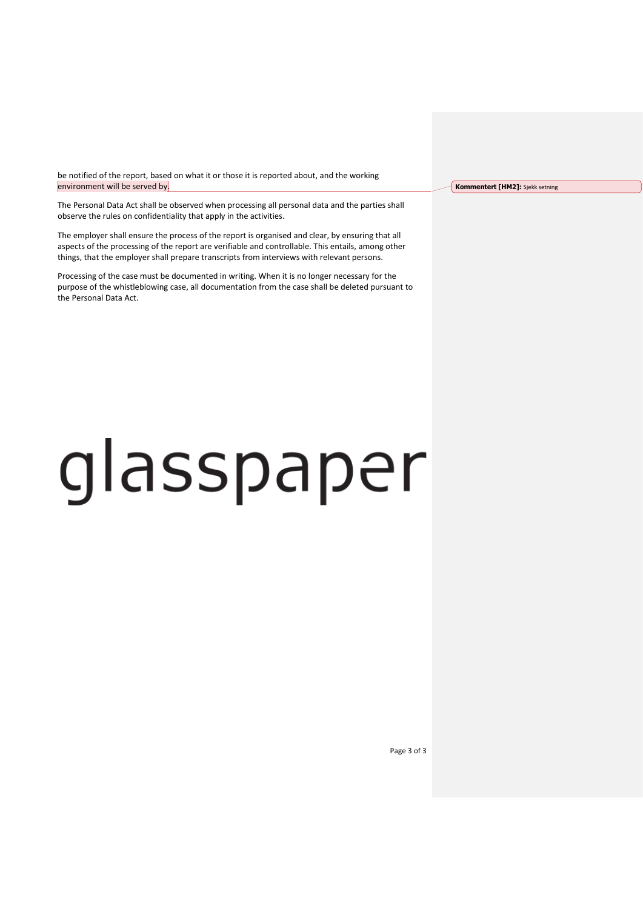be notified of the report, based on what it or those it is reported about, and the working environment will be served by.

**Kommentert [HM2]:** Sjekk setning

The Personal Data Act shall be observed when processing all personal data and the parties shall observe the rules on confidentiality that apply in the activities.

The employer shall ensure the process of the report is organised and clear, by ensuring that all aspects of the processing of the report are verifiable and controllable. This entails, among other things, that the employer shall prepare transcripts from interviews with relevant persons.

Processing of the case must be documented in writing. When it is no longer necessary for the purpose of the whistleblowing case, all documentation from the case shall be deleted pursuant to the Personal Data Act.

glasspaper